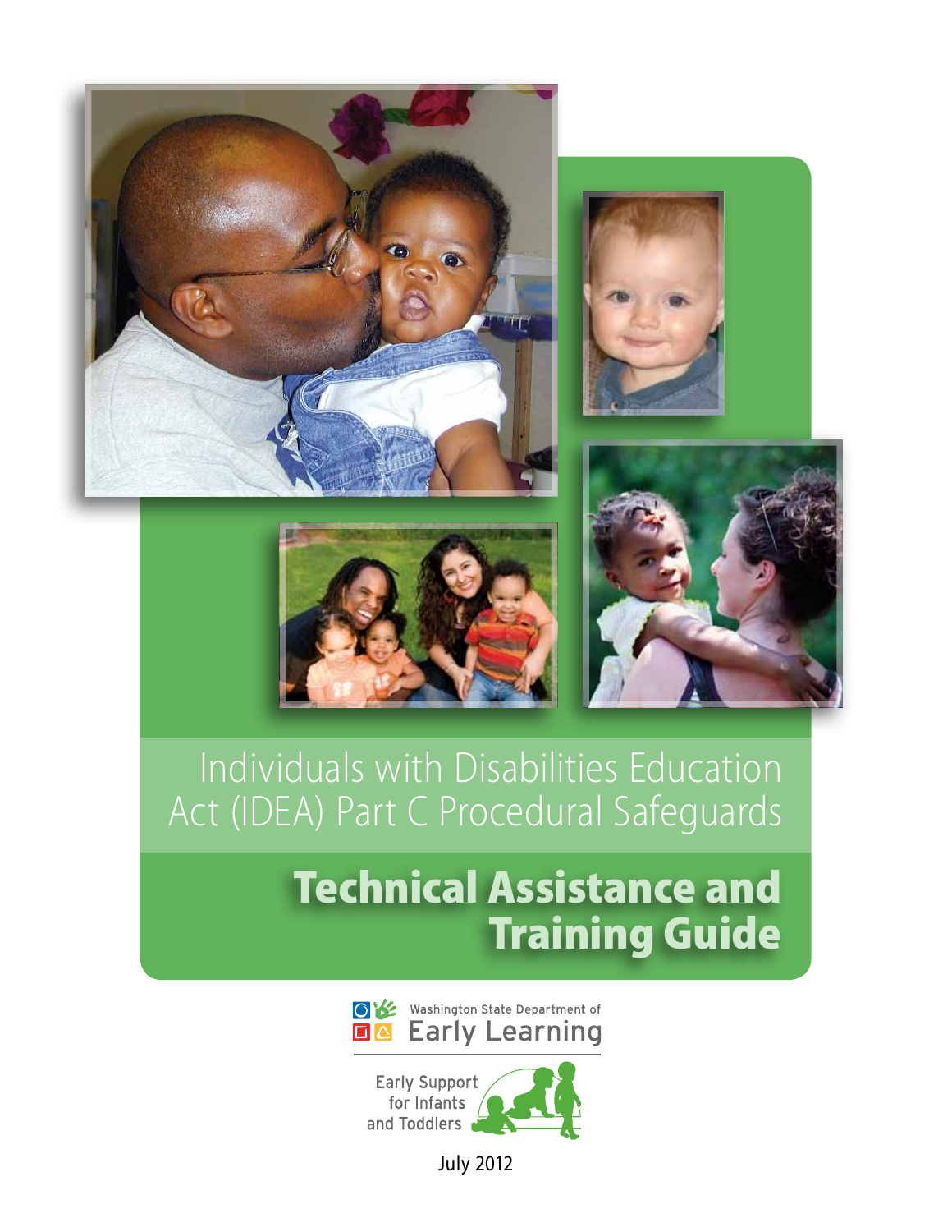# Individuals with Disabilities Education Act (IDEA) Part C Procedural Safeguards

## Technical Assistance and Training Guide

Washington State Department of Early Learning

Early Support for Infants and Toddlers

July 2012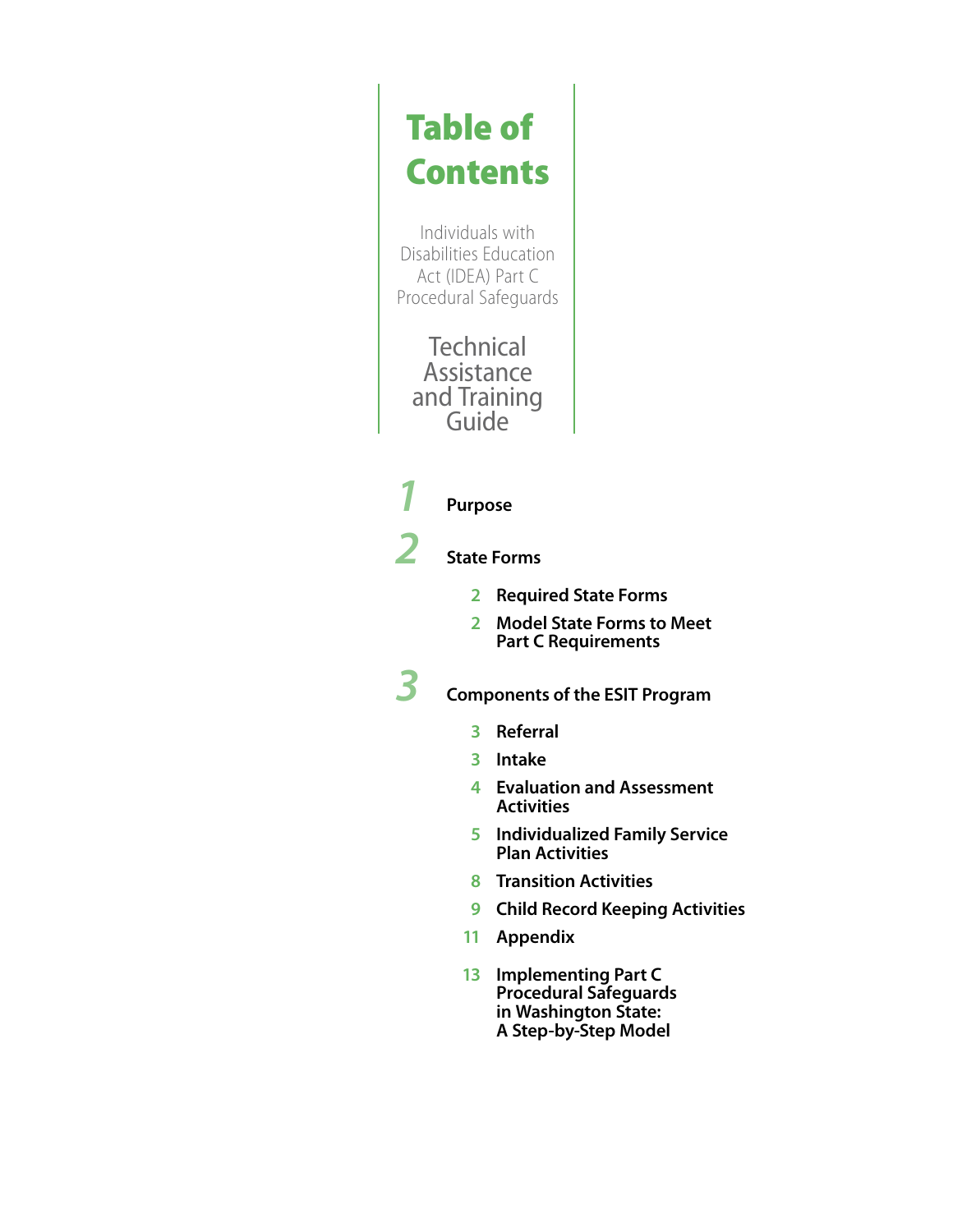# Table of Contents

Individuals with Disabilities Education Act (IDEA) Part C Procedural Safeguards

Technical Assistance and Training Guide

1 **Purpose**

2 **State Forms**

- 2 **Required State Forms**
- 2 **Model State Forms to Meet Part C Requirements**

3 **Components of the ESIT Program**

- 3 **Referral**
- 3 **Intake**
- 4 **Evaluation and Assessment Activities**
- 5 **Individualized Family Service Plan Activities**
- 8 **Transition Activities**
- 9 **Child Record Keeping Activities**
- 11 **Appendix**
- 13 **Implementing Part C Procedural Safeguards in Washington State: A Step-by-Step Model**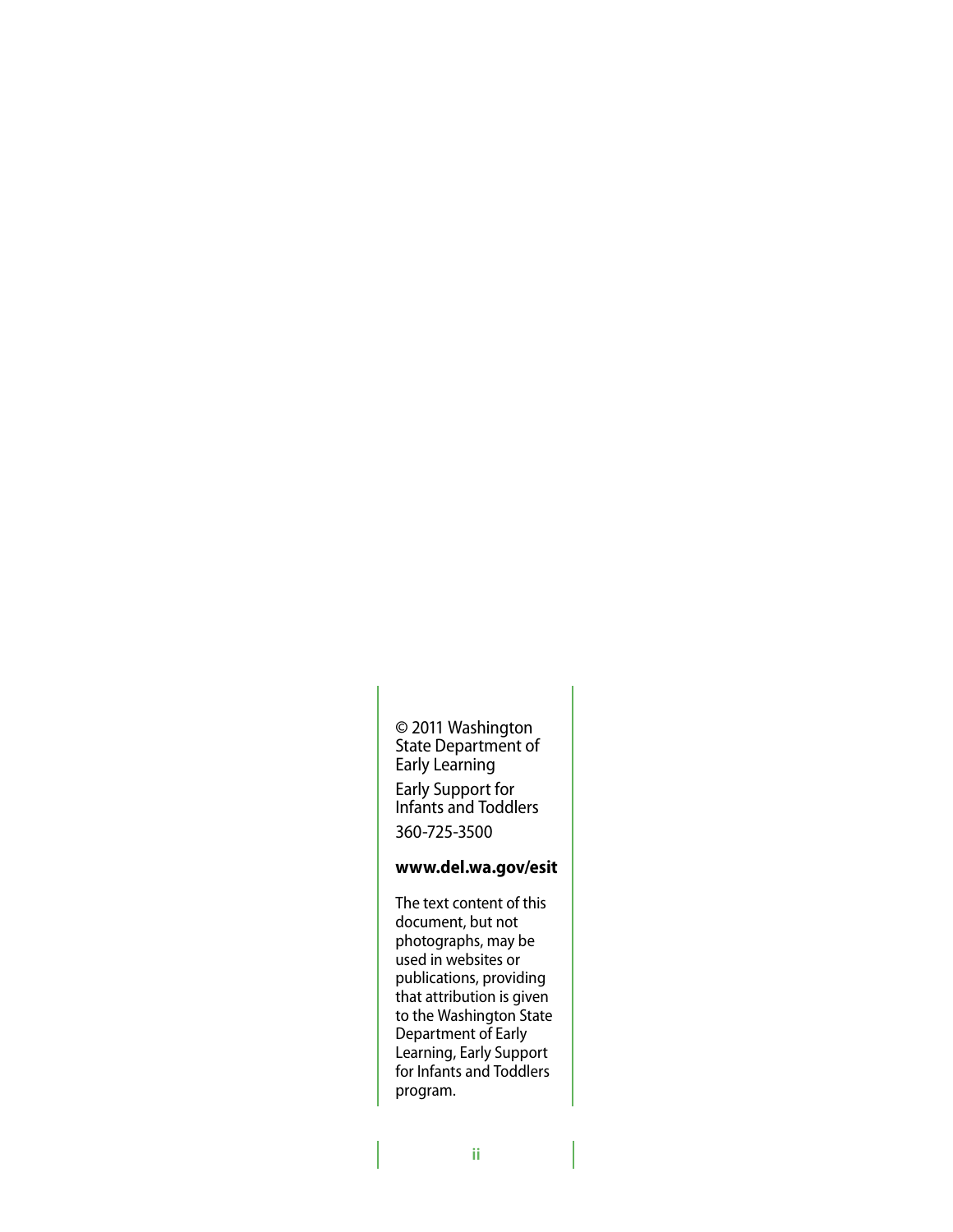© 2011 Washington State Department of Early Learning

Early Support for Infants and Toddlers

360-725-3500

**www.del.wa.gov/esit**

The text content of this document, but not photographs, may be used in websites or publications, providing that attribution is given to the Washington State Department of Early Learning, Early Support for Infants and Toddlers program.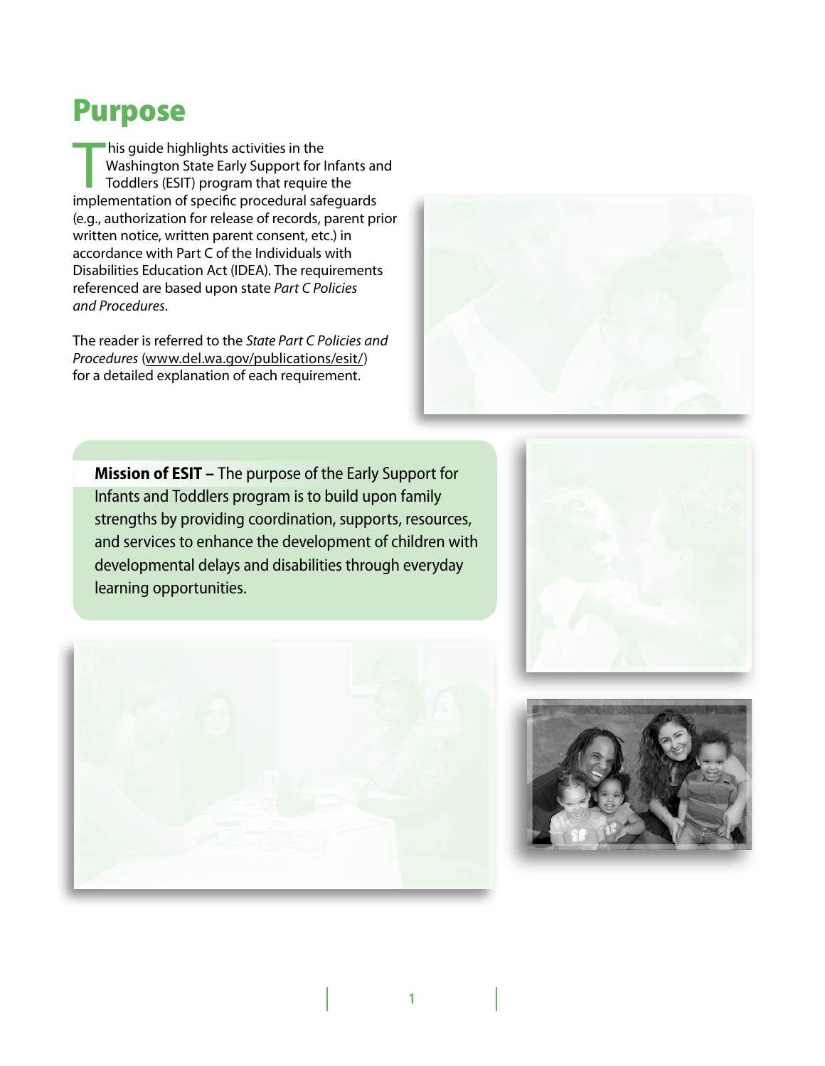# Purpose

This guide highlights activities in the Washington State Early Support for Infants and Toddlers (ESIT) program that require the implementation of specific procedural safeguards (e.g., authorization for release of records, parent prior written notice, written parent consent, etc.) in accordance with Part C of the Individuals with Disabilities Education Act (IDEA). The requirements referenced are based upon state *Part C Policies and Procedures*.

The reader is referred to the *State Part C Policies and Procedures* (www.del.wa.gov/publications/esit/) for a detailed explanation of each requirement.

**Mission of ESIT –** The purpose of the Early Support for Infants and Toddlers program is to build upon family strengths by providing coordination, supports, resources, and services to enhance the development of children with developmental delays and disabilities through everyday learning opportunities.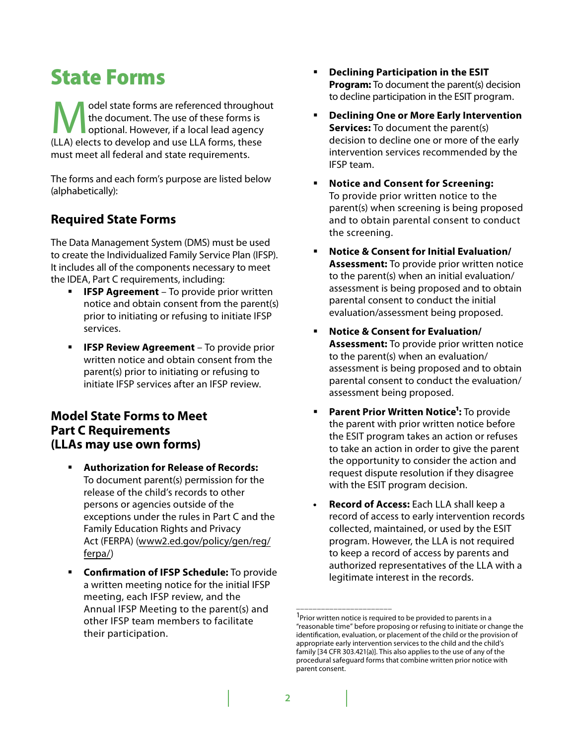# State Forms

Model state forms are referenced throughout the document. The use of these forms is optional. However, if a local lead agency (LLA) elects to develop and use LLA forms, these must meet all federal and state requirements.

The forms and each form's purpose are listed below (alphabetically):

## Required State Forms

The Data Management System (DMS) must be used to create the Individualized Family Service Plan (IFSP). It includes all of the components necessary to meet the IDEA, Part C requirements, including:

- **IFSP Agreement** – To provide prior written notice and obtain consent from the parent(s) prior to initiating or refusing to initiate IFSP services.
- **IFSP Review Agreement** – To provide prior written notice and obtain consent from the parent(s) prior to initiating or refusing to initiate IFSP services after an IFSP review.

## Model State Forms to Meet Part C Requirements (LLAs may use own forms)

- **Authorization for Release of Records:** To document parent(s) permission for the release of the child's records to other persons or agencies outside of the exceptions under the rules in Part C and the Family Education Rights and Privacy Act (FERPA) (www2.ed.gov/policy/gen/reg/ferpa/)
- **Confirmation of IFSP Schedule:** To provide a written meeting notice for the initial IFSP meeting, each IFSP review, and the Annual IFSP Meeting to the parent(s) and other IFSP team members to facilitate their participation.
- **Declining Participation in the ESIT Program:** To document the parent(s) decision to decline participation in the ESIT program.
- **Declining One or More Early Intervention Services:** To document the parent(s) decision to decline one or more of the early intervention services recommended by the IFSP team.
- **Notice and Consent for Screening:** To provide prior written notice to the parent(s) when screening is being proposed and to obtain parental consent to conduct the screening.
- **Notice & Consent for Initial Evaluation/Assessment:** To provide prior written notice to the parent(s) when an initial evaluation/assessment is being proposed and to obtain parental consent to conduct the initial evaluation/assessment being proposed.
- **Notice & Consent for Evaluation/Assessment:** To provide prior written notice to the parent(s) when an evaluation/assessment is being proposed and to obtain parental consent to conduct the evaluation/assessment being proposed.
- **Parent Prior Written Notice[1]:** To provide the parent with prior written notice before the ESIT program takes an action or refuses to take an action in order to give the parent the opportunity to consider the action and request dispute resolution if they disagree with the ESIT program decision.
- **Record of Access:** Each LLA shall keep a record of access to early intervention records collected, maintained, or used by the ESIT program. However, the LLA is not required to keep a record of access by parents and authorized representatives of the LLA with a legitimate interest in the records.

---

[1] Prior written notice is required to be provided to parents in a "reasonable time" before proposing or refusing to initiate or change the identification, evaluation, or placement of the child or the provision of appropriate early intervention services to the child and the child's family [34 CFR 303.421(a)]. This also applies to the use of any of the procedural safeguard forms that combine written prior notice with parent consent.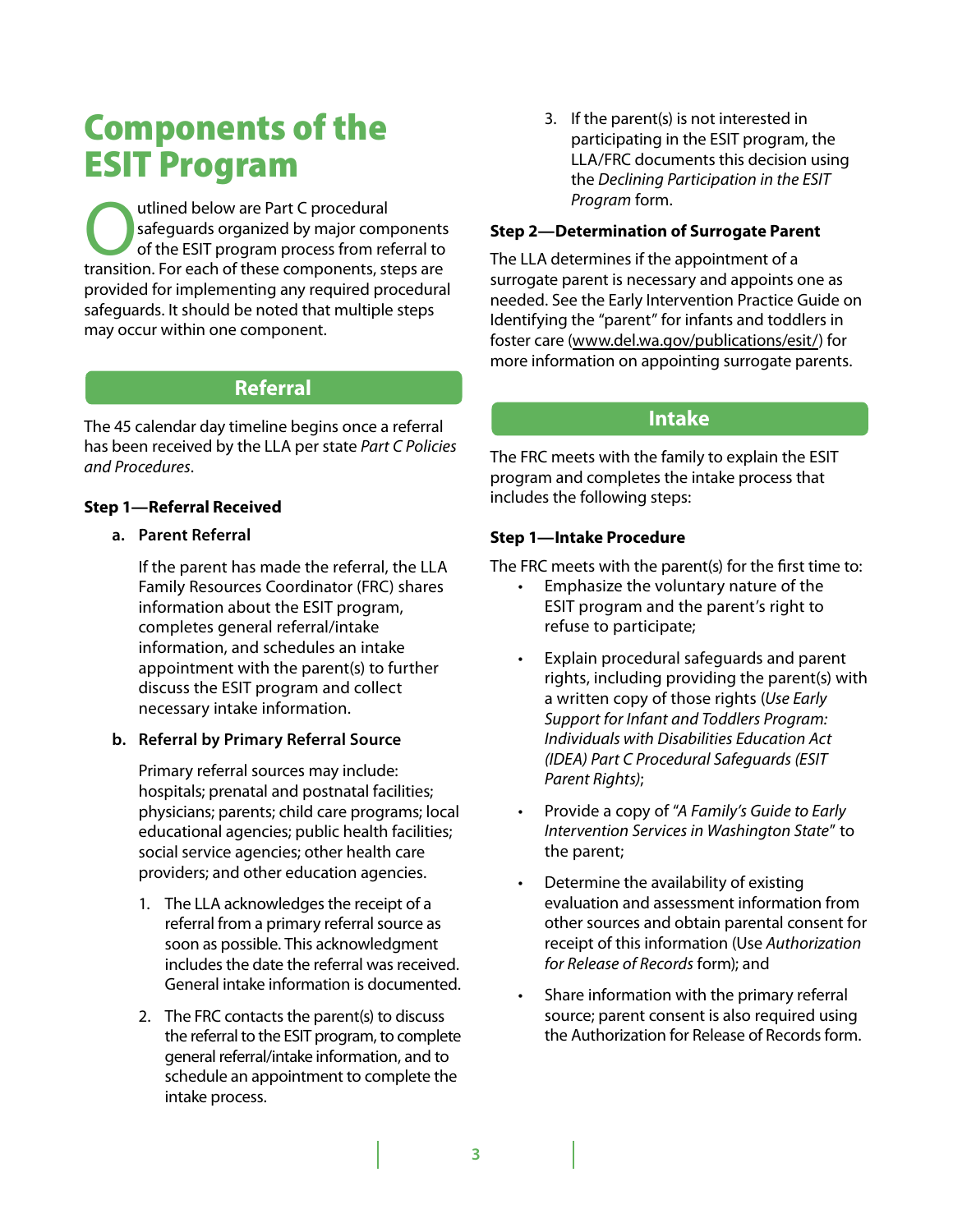# Components of the ESIT Program

Outlined below are Part C procedural safeguards organized by major components of the ESIT program process from referral to transition. For each of these components, steps are provided for implementing any required procedural safeguards. It should be noted that multiple steps may occur within one component.

## Referral

The 45 calendar day timeline begins once a referral has been received by the LLA per state *Part C Policies and Procedures*.

**Step 1—Referral Received**

**a. Parent Referral**

If the parent has made the referral, the LLA Family Resources Coordinator (FRC) shares information about the ESIT program, completes general referral/intake information, and schedules an intake appointment with the parent(s) to further discuss the ESIT program and collect necessary intake information.

**b. Referral by Primary Referral Source**

Primary referral sources may include: hospitals; prenatal and postnatal facilities; physicians; parents; child care programs; local educational agencies; public health facilities; social service agencies; other health care providers; and other education agencies.

1. The LLA acknowledges the receipt of a referral from a primary referral source as soon as possible. This acknowledgment includes the date the referral was received. General intake information is documented.
2. The FRC contacts the parent(s) to discuss the referral to the ESIT program, to complete general referral/intake information, and to schedule an appointment to complete the intake process.
3. If the parent(s) is not interested in participating in the ESIT program, the LLA/FRC documents this decision using the *Declining Participation in the ESIT Program* form.

**Step 2—Determination of Surrogate Parent**

The LLA determines if the appointment of a surrogate parent is necessary and appoints one as needed. See the Early Intervention Practice Guide on Identifying the "parent" for infants and toddlers in foster care (www.del.wa.gov/publications/esit/) for more information on appointing surrogate parents.

## Intake

The FRC meets with the family to explain the ESIT program and completes the intake process that includes the following steps:

**Step 1—Intake Procedure**

The FRC meets with the parent(s) for the first time to:

- Emphasize the voluntary nature of the ESIT program and the parent's right to refuse to participate;
- Explain procedural safeguards and parent rights, including providing the parent(s) with a written copy of those rights (*Use Early Support for Infant and Toddlers Program: Individuals with Disabilities Education Act (IDEA) Part C Procedural Safeguards (ESIT Parent Rights)*;
- Provide a copy of *"A Family's Guide to Early Intervention Services in Washington State"* to the parent;
- Determine the availability of existing evaluation and assessment information from other sources and obtain parental consent for receipt of this information (Use *Authorization for Release of Records* form); and
- Share information with the primary referral source; parent consent is also required using the Authorization for Release of Records form.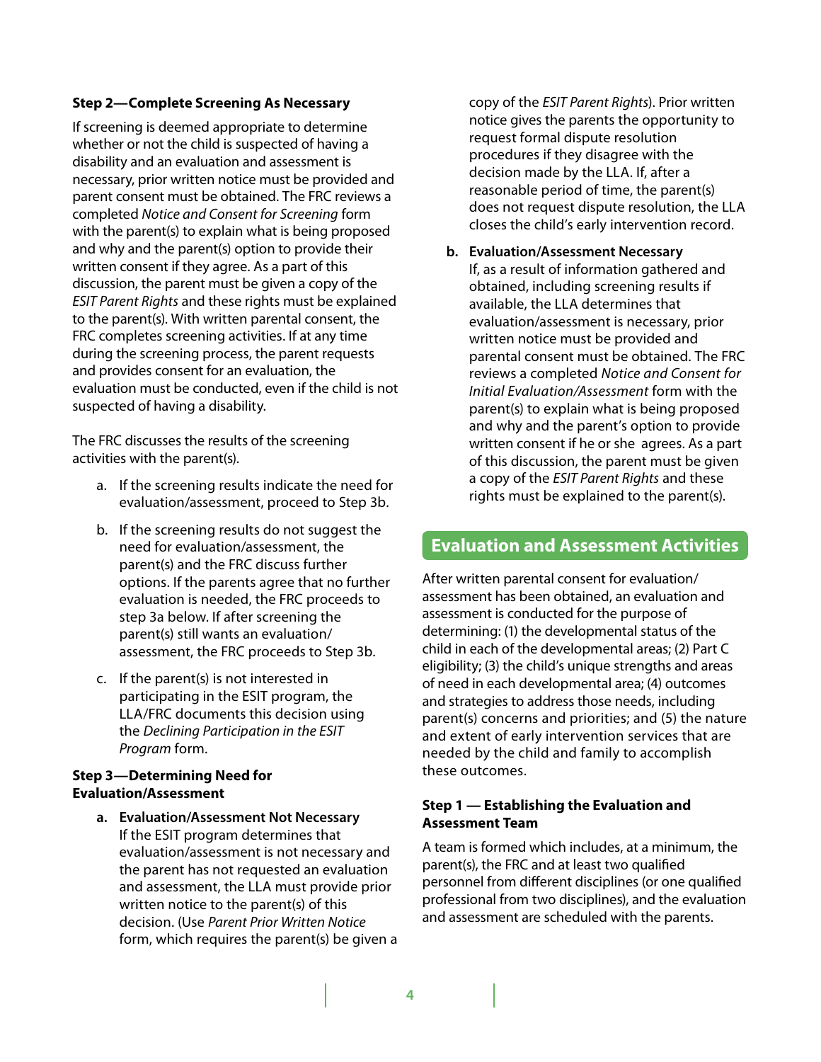**Step 2—Complete Screening As Necessary**

If screening is deemed appropriate to determine whether or not the child is suspected of having a disability and an evaluation and assessment is necessary, prior written notice must be provided and parent consent must be obtained. The FRC reviews a completed *Notice and Consent for Screening* form with the parent(s) to explain what is being proposed and why and the parent(s) option to provide their written consent if they agree. As a part of this discussion, the parent must be given a copy of the *ESIT Parent Rights* and these rights must be explained to the parent(s). With written parental consent, the FRC completes screening activities. If at any time during the screening process, the parent requests and provides consent for an evaluation, the evaluation must be conducted, even if the child is not suspected of having a disability.

The FRC discusses the results of the screening activities with the parent(s).

a. If the screening results indicate the need for evaluation/assessment, proceed to Step 3b.

b. If the screening results do not suggest the need for evaluation/assessment, the parent(s) and the FRC discuss further options. If the parents agree that no further evaluation is needed, the FRC proceeds to step 3a below. If after screening the parent(s) still wants an evaluation/assessment, the FRC proceeds to Step 3b.

c. If the parent(s) is not interested in participating in the ESIT program, the LLA/FRC documents this decision using the *Declining Participation in the ESIT Program* form.

**Step 3—Determining Need for Evaluation/Assessment**

a. **Evaluation/Assessment Not Necessary**
If the ESIT program determines that evaluation/assessment is not necessary and the parent has not requested an evaluation and assessment, the LLA must provide prior written notice to the parent(s) of this decision. (Use *Parent Prior Written Notice* form, which requires the parent(s) be given a copy of the *ESIT Parent Rights*). Prior written notice gives the parents the opportunity to request formal dispute resolution procedures if they disagree with the decision made by the LLA. If, after a reasonable period of time, the parent(s) does not request dispute resolution, the LLA closes the child's early intervention record.

b. **Evaluation/Assessment Necessary**
If, as a result of information gathered and obtained, including screening results if available, the LLA determines that evaluation/assessment is necessary, prior written notice must be provided and parental consent must be obtained. The FRC reviews a completed *Notice and Consent for Initial Evaluation/Assessment* form with the parent(s) to explain what is being proposed and why and the parent's option to provide written consent if he or she agrees. As a part of this discussion, the parent must be given a copy of the *ESIT Parent Rights* and these rights must be explained to the parent(s).

## Evaluation and Assessment Activities

After written parental consent for evaluation/assessment has been obtained, an evaluation and assessment is conducted for the purpose of determining: (1) the developmental status of the child in each of the developmental areas; (2) Part C eligibility; (3) the child's unique strengths and areas of need in each developmental area; (4) outcomes and strategies to address those needs, including parent(s) concerns and priorities; and (5) the nature and extent of early intervention services that are needed by the child and family to accomplish these outcomes.

**Step 1 — Establishing the Evaluation and Assessment Team**

A team is formed which includes, at a minimum, the parent(s), the FRC and at least two qualified personnel from different disciplines (or one qualified professional from two disciplines), and the evaluation and assessment are scheduled with the parents.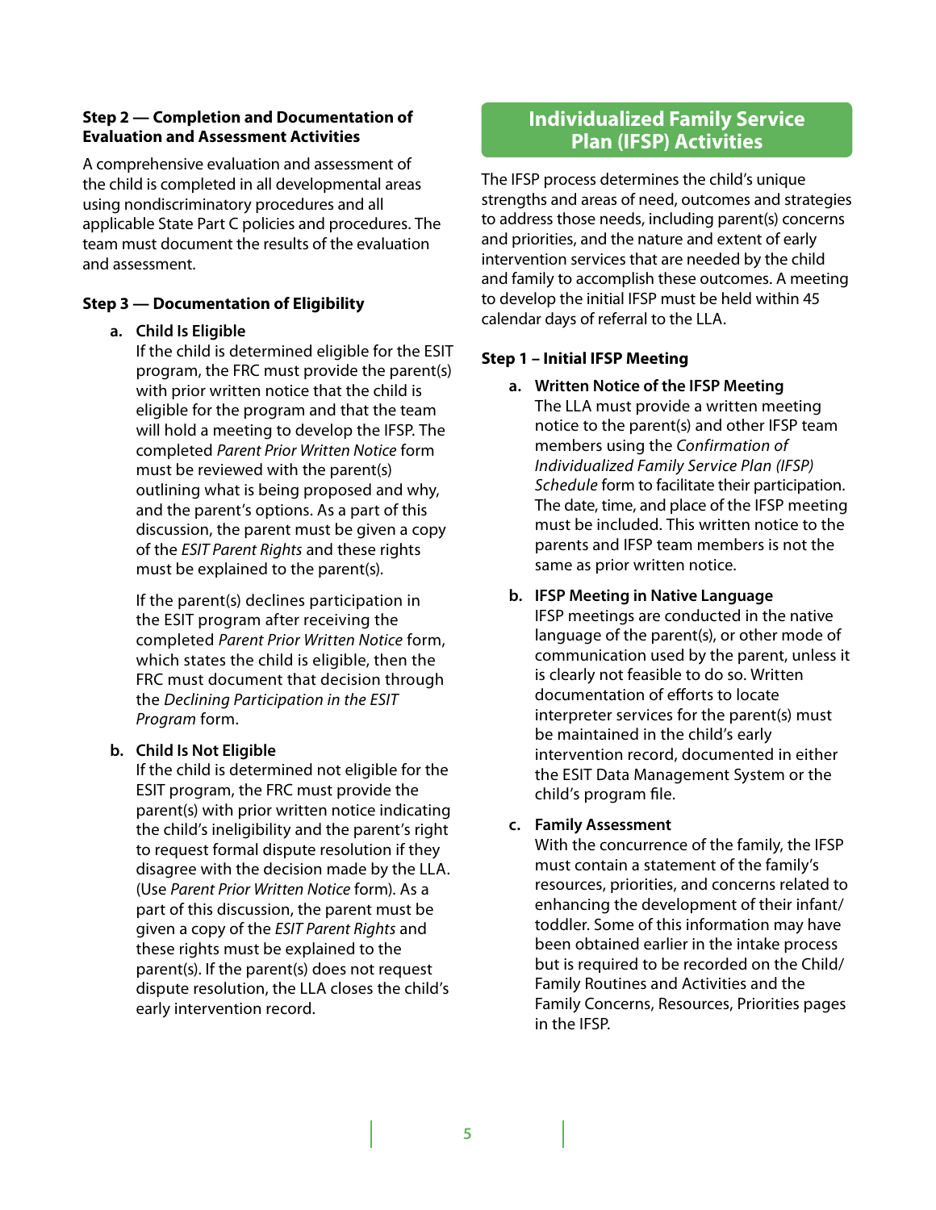### Step 2 — Completion and Documentation of Evaluation and Assessment Activities

A comprehensive evaluation and assessment of the child is completed in all developmental areas using nondiscriminatory procedures and all applicable State Part C policies and procedures. The team must document the results of the evaluation and assessment.

### Step 3 — Documentation of Eligibility

**a. Child Is Eligible**

If the child is determined eligible for the ESIT program, the FRC must provide the parent(s) with prior written notice that the child is eligible for the program and that the team will hold a meeting to develop the IFSP. The completed *Parent Prior Written Notice* form must be reviewed with the parent(s) outlining what is being proposed and why, and the parent's options. As a part of this discussion, the parent must be given a copy of the *ESIT Parent Rights* and these rights must be explained to the parent(s).

If the parent(s) declines participation in the ESIT program after receiving the completed *Parent Prior Written Notice* form, which states the child is eligible, then the FRC must document that decision through the *Declining Participation in the ESIT Program* form.

**b. Child Is Not Eligible**

If the child is determined not eligible for the ESIT program, the FRC must provide the parent(s) with prior written notice indicating the child's ineligibility and the parent's right to request formal dispute resolution if they disagree with the decision made by the LLA. (Use *Parent Prior Written Notice* form). As a part of this discussion, the parent must be given a copy of the *ESIT Parent Rights* and these rights must be explained to the parent(s). If the parent(s) does not request dispute resolution, the LLA closes the child's early intervention record.

## Individualized Family Service Plan (IFSP) Activities

The IFSP process determines the child's unique strengths and areas of need, outcomes and strategies to address those needs, including parent(s) concerns and priorities, and the nature and extent of early intervention services that are needed by the child and family to accomplish these outcomes. A meeting to develop the initial IFSP must be held within 45 calendar days of referral to the LLA.

### Step 1 – Initial IFSP Meeting

**a. Written Notice of the IFSP Meeting**

The LLA must provide a written meeting notice to the parent(s) and other IFSP team members using the *Confirmation of Individualized Family Service Plan (IFSP) Schedule* form to facilitate their participation. The date, time, and place of the IFSP meeting must be included. This written notice to the parents and IFSP team members is not the same as prior written notice.

**b. IFSP Meeting in Native Language**

IFSP meetings are conducted in the native language of the parent(s), or other mode of communication used by the parent, unless it is clearly not feasible to do so. Written documentation of efforts to locate interpreter services for the parent(s) must be maintained in the child's early intervention record, documented in either the ESIT Data Management System or the child's program file.

**c. Family Assessment**

With the concurrence of the family, the IFSP must contain a statement of the family's resources, priorities, and concerns related to enhancing the development of their infant/toddler. Some of this information may have been obtained earlier in the intake process but is required to be recorded on the Child/Family Routines and Activities and the Family Concerns, Resources, Priorities pages in the IFSP.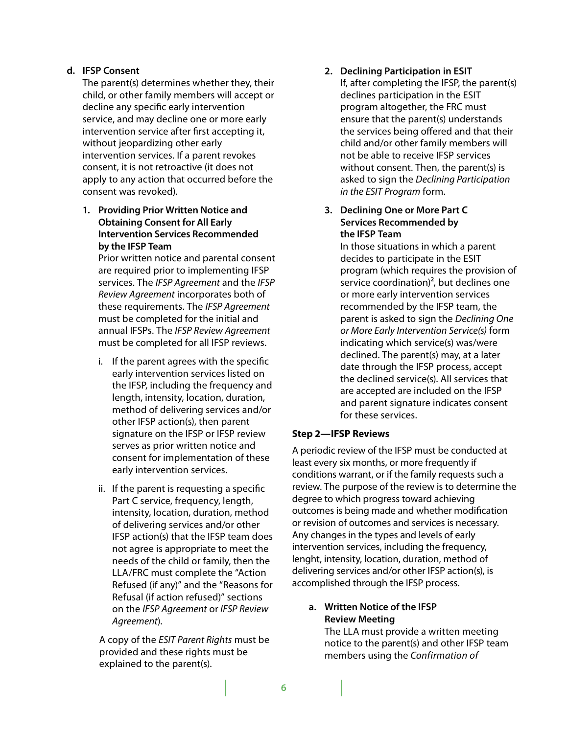**d. IFSP Consent**

The parent(s) determines whether they, their child, or other family members will accept or decline any specific early intervention service, and may decline one or more early intervention service after first accepting it, without jeopardizing other early intervention services. If a parent revokes consent, it is not retroactive (it does not apply to any action that occurred before the consent was revoked).

**1. Providing Prior Written Notice and Obtaining Consent for All Early Intervention Services Recommended by the IFSP Team**

Prior written notice and parental consent are required prior to implementing IFSP services. The *IFSP Agreement* and the *IFSP Review Agreement* incorporates both of these requirements. The *IFSP Agreement* must be completed for the initial and annual IFSPs. The *IFSP Review Agreement* must be completed for all IFSP reviews.

i. If the parent agrees with the specific early intervention services listed on the IFSP, including the frequency and length, intensity, location, duration, method of delivering services and/or other IFSP action(s), then parent signature on the IFSP or IFSP review serves as prior written notice and consent for implementation of these early intervention services.

ii. If the parent is requesting a specific Part C service, frequency, length, intensity, location, duration, method of delivering services and/or other IFSP action(s) that the IFSP team does not agree is appropriate to meet the needs of the child or family, then the LLA/FRC must complete the "Action Refused (if any)" and the "Reasons for Refusal (if action refused)" sections on the *IFSP Agreement* or *IFSP Review Agreement*).

A copy of the *ESIT Parent Rights* must be provided and these rights must be explained to the parent(s).

**2. Declining Participation in ESIT**

If, after completing the IFSP, the parent(s) declines participation in the ESIT program altogether, the FRC must ensure that the parent(s) understands the services being offered and that their child and/or other family members will not be able to receive IFSP services without consent. Then, the parent(s) is asked to sign the *Declining Participation in the ESIT Program* form.

**3. Declining One or More Part C Services Recommended by the IFSP Team**

In those situations in which a parent decides to participate in the ESIT program (which requires the provision of service coordination)[2], but declines one or more early intervention services recommended by the IFSP team, the parent is asked to sign the *Declining One or More Early Intervention Service(s)* form indicating which service(s) was/were declined. The parent(s) may, at a later date through the IFSP process, accept the declined service(s). All services that are accepted are included on the IFSP and parent signature indicates consent for these services.

**Step 2—IFSP Reviews**

A periodic review of the IFSP must be conducted at least every six months, or more frequently if conditions warrant, or if the family requests such a review. The purpose of the review is to determine the degree to which progress toward achieving outcomes is being made and whether modification or revision of outcomes and services is necessary. Any changes in the types and levels of early intervention services, including the frequency, lenght, intensity, location, duration, method of delivering services and/or other IFSP action(s), is accomplished through the IFSP process.

**a. Written Notice of the IFSP Review Meeting**

The LLA must provide a written meeting notice to the parent(s) and other IFSP team members using the *Confirmation of*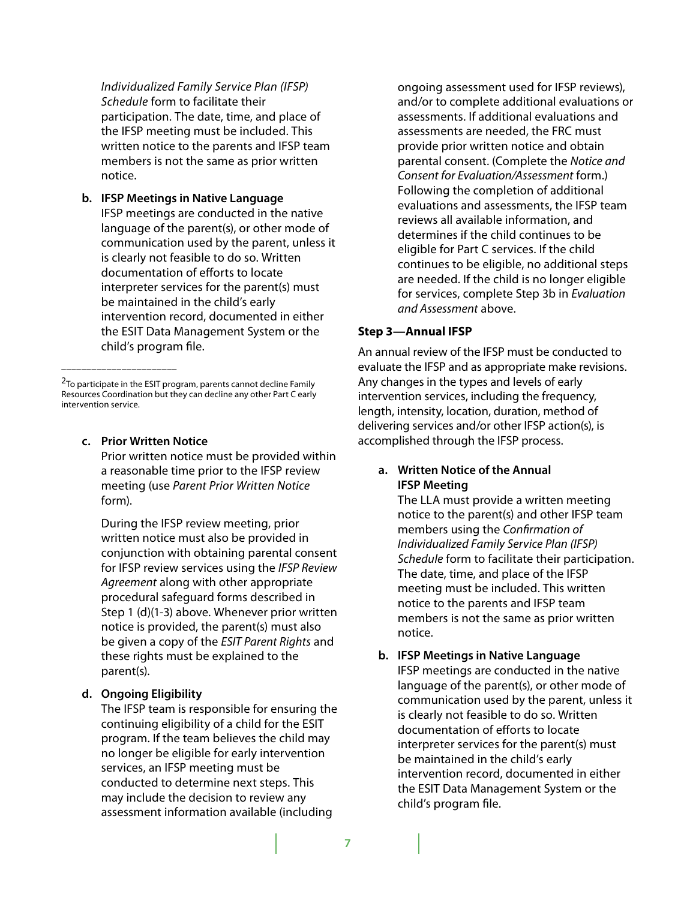*Individualized Family Service Plan (IFSP) Schedule* form to facilitate their participation. The date, time, and place of the IFSP meeting must be included. This written notice to the parents and IFSP team members is not the same as prior written notice.

**b. IFSP Meetings in Native Language**

IFSP meetings are conducted in the native language of the parent(s), or other mode of communication used by the parent, unless it is clearly not feasible to do so. Written documentation of efforts to locate interpreter services for the parent(s) must be maintained in the child's early intervention record, documented in either the ESIT Data Management System or the child's program file.

**c. Prior Written Notice**

Prior written notice must be provided within a reasonable time prior to the IFSP review meeting (use *Parent Prior Written Notice* form).

During the IFSP review meeting, prior written notice must also be provided in conjunction with obtaining parental consent for IFSP review services using the *IFSP Review Agreement* along with other appropriate procedural safeguard forms described in Step 1 (d)(1-3) above. Whenever prior written notice is provided, the parent(s) must also be given a copy of the *ESIT Parent Rights* and these rights must be explained to the parent(s).

**d. Ongoing Eligibility**

The IFSP team is responsible for ensuring the continuing eligibility of a child for the ESIT program. If the team believes the child may no longer be eligible for early intervention services, an IFSP meeting must be conducted to determine next steps. This may include the decision to review any assessment information available (including ongoing assessment used for IFSP reviews), and/or to complete additional evaluations or assessments. If additional evaluations and assessments are needed, the FRC must provide prior written notice and obtain parental consent. (Complete the *Notice and Consent for Evaluation/Assessment* form.) Following the completion of additional evaluations and assessments, the IFSP team reviews all available information, and determines if the child continues to be eligible for Part C services. If the child continues to be eligible, no additional steps are needed. If the child is no longer eligible for services, complete Step 3b in *Evaluation and Assessment* above.

### Step 3—Annual IFSP

An annual review of the IFSP must be conducted to evaluate the IFSP and as appropriate make revisions. Any changes in the types and levels of early intervention services, including the frequency, length, intensity, location, duration, method of delivering services and/or other IFSP action(s), is accomplished through the IFSP process.

**a. Written Notice of the Annual IFSP Meeting**

The LLA must provide a written meeting notice to the parent(s) and other IFSP team members using the *Confirmation of Individualized Family Service Plan (IFSP) Schedule* form to facilitate their participation. The date, time, and place of the IFSP meeting must be included. This written notice to the parents and IFSP team members is not the same as prior written notice.

**b. IFSP Meetings in Native Language**

IFSP meetings are conducted in the native language of the parent(s), or other mode of communication used by the parent, unless it is clearly not feasible to do so. Written documentation of efforts to locate interpreter services for the parent(s) must be maintained in the child's early intervention record, documented in either the ESIT Data Management System or the child's program file.

---

[2] To participate in the ESIT program, parents cannot decline Family Resources Coordination but they can decline any other Part C early intervention service.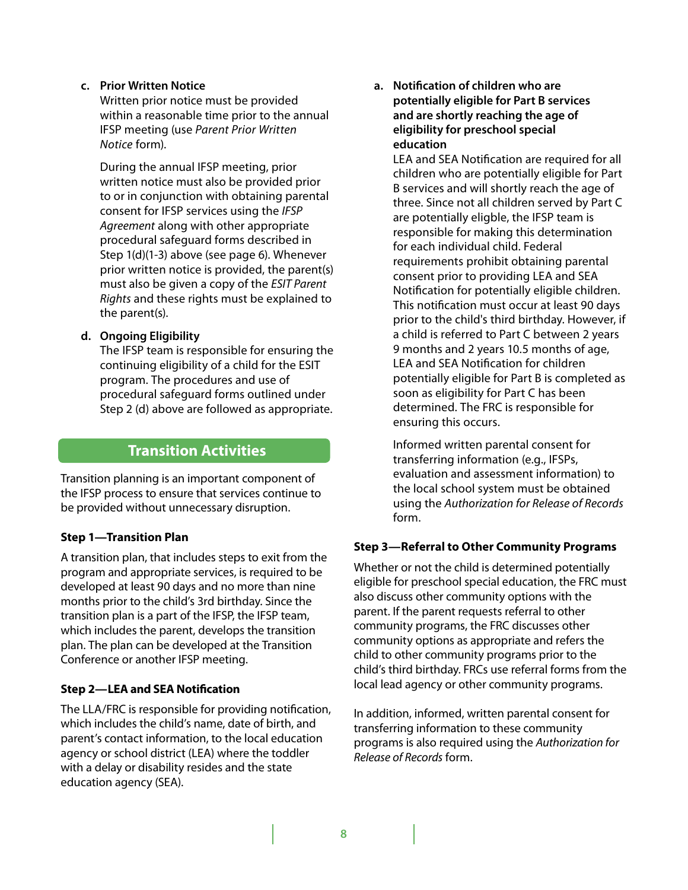c. **Prior Written Notice**
   Written prior notice must be provided within a reasonable time prior to the annual IFSP meeting (use *Parent Prior Written Notice* form).

   During the annual IFSP meeting, prior written notice must also be provided prior to or in conjunction with obtaining parental consent for IFSP services using the *IFSP Agreement* along with other appropriate procedural safeguard forms described in Step 1(d)(1-3) above (see page 6). Whenever prior written notice is provided, the parent(s) must also be given a copy of the *ESIT Parent Rights* and these rights must be explained to the parent(s).

d. **Ongoing Eligibility**
   The IFSP team is responsible for ensuring the continuing eligibility of a child for the ESIT program. The procedures and use of procedural safeguard forms outlined under Step 2 (d) above are followed as appropriate.

## Transition Activities

Transition planning is an important component of the IFSP process to ensure that services continue to be provided without unnecessary disruption.

### Step 1—Transition Plan

A transition plan, that includes steps to exit from the program and appropriate services, is required to be developed at least 90 days and no more than nine months prior to the child's 3rd birthday. Since the transition plan is a part of the IFSP, the IFSP team, which includes the parent, develops the transition plan. The plan can be developed at the Transition Conference or another IFSP meeting.

### Step 2—LEA and SEA Notification

The LLA/FRC is responsible for providing notification, which includes the child's name, date of birth, and parent's contact information, to the local education agency or school district (LEA) where the toddler with a delay or disability resides and the state education agency (SEA).

a. **Notification of children who are potentially eligible for Part B services and are shortly reaching the age of eligibility for preschool special education**
   LEA and SEA Notification are required for all children who are potentially eligible for Part B services and will shortly reach the age of three. Since not all children served by Part C are potentially eligble, the IFSP team is responsible for making this determination for each individual child. Federal requirements prohibit obtaining parental consent prior to providing LEA and SEA Notification for potentially eligible children. This notification must occur at least 90 days prior to the child's third birthday. However, if a child is referred to Part C between 2 years 9 months and 2 years 10.5 months of age, LEA and SEA Notification for children potentially eligible for Part B is completed as soon as eligibility for Part C has been determined. The FRC is responsible for ensuring this occurs.

   Informed written parental consent for transferring information (e.g., IFSPs, evaluation and assessment information) to the local school system must be obtained using the *Authorization for Release of Records* form.

### Step 3—Referral to Other Community Programs

Whether or not the child is determined potentially eligible for preschool special education, the FRC must also discuss other community options with the parent. If the parent requests referral to other community programs, the FRC discusses other community options as appropriate and refers the child to other community programs prior to the child's third birthday. FRCs use referral forms from the local lead agency or other community programs.

In addition, informed, written parental consent for transferring information to these community programs is also required using the *Authorization for Release of Records* form.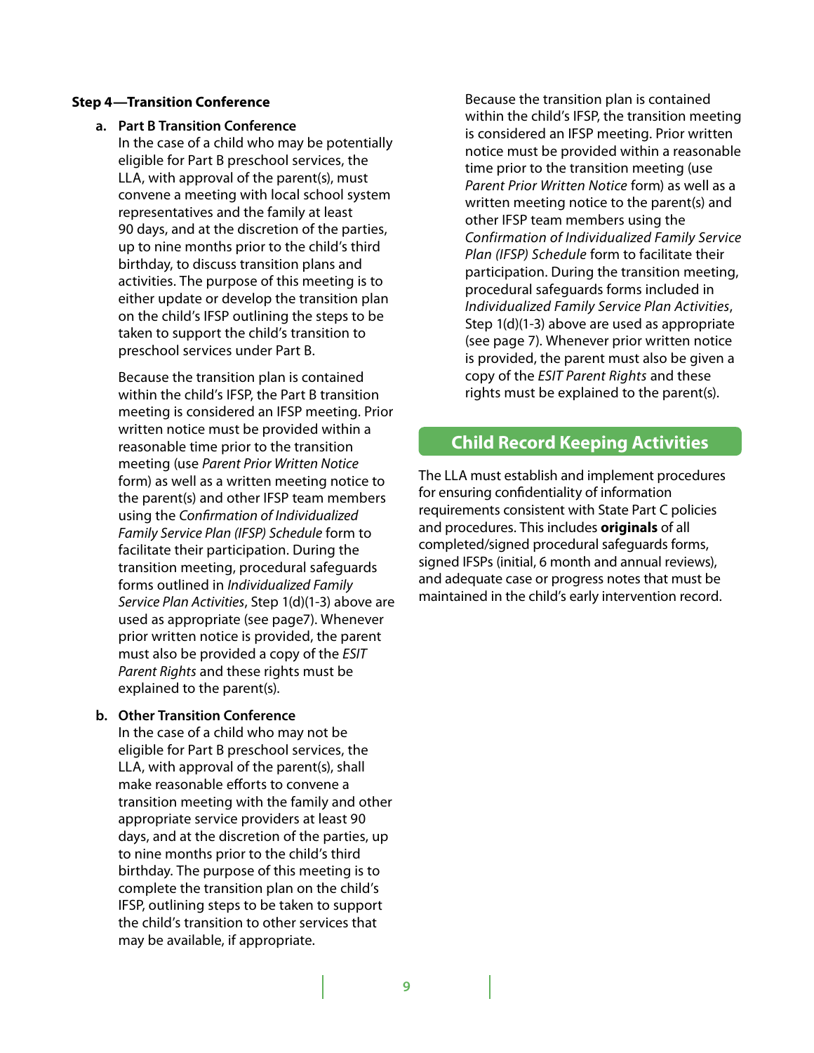**Step 4—Transition Conference**

a. **Part B Transition Conference**
   In the case of a child who may be potentially eligible for Part B preschool services, the LLA, with approval of the parent(s), must convene a meeting with local school system representatives and the family at least 90 days, and at the discretion of the parties, up to nine months prior to the child's third birthday, to discuss transition plans and activities. The purpose of this meeting is to either update or develop the transition plan on the child's IFSP outlining the steps to be taken to support the child's transition to preschool services under Part B.

   Because the transition plan is contained within the child's IFSP, the Part B transition meeting is considered an IFSP meeting. Prior written notice must be provided within a reasonable time prior to the transition meeting (use *Parent Prior Written Notice* form) as well as a written meeting notice to the parent(s) and other IFSP team members using the *Confirmation of Individualized Family Service Plan (IFSP) Schedule* form to facilitate their participation. During the transition meeting, procedural safeguards forms outlined in *Individualized Family Service Plan Activities*, Step 1(d)(1-3) above are used as appropriate (see page7). Whenever prior written notice is provided, the parent must also be provided a copy of the *ESIT Parent Rights* and these rights must be explained to the parent(s).

b. **Other Transition Conference**
   In the case of a child who may not be eligible for Part B preschool services, the LLA, with approval of the parent(s), shall make reasonable efforts to convene a transition meeting with the family and other appropriate service providers at least 90 days, and at the discretion of the parties, up to nine months prior to the child's third birthday. The purpose of this meeting is to complete the transition plan on the child's IFSP, outlining steps to be taken to support the child's transition to other services that may be available, if appropriate.

   Because the transition plan is contained within the child's IFSP, the transition meeting is considered an IFSP meeting. Prior written notice must be provided within a reasonable time prior to the transition meeting (use *Parent Prior Written Notice* form) as well as a written meeting notice to the parent(s) and other IFSP team members using the *Confirmation of Individualized Family Service Plan (IFSP) Schedule* form to facilitate their participation. During the transition meeting, procedural safeguards forms included in *Individualized Family Service Plan Activities*, Step 1(d)(1-3) above are used as appropriate (see page 7). Whenever prior written notice is provided, the parent must also be given a copy of the *ESIT Parent Rights* and these rights must be explained to the parent(s).

## Child Record Keeping Activities

The LLA must establish and implement procedures for ensuring confidentiality of information requirements consistent with State Part C policies and procedures. This includes **originals** of all completed/signed procedural safeguards forms, signed IFSPs (initial, 6 month and annual reviews), and adequate case or progress notes that must be maintained in the child's early intervention record.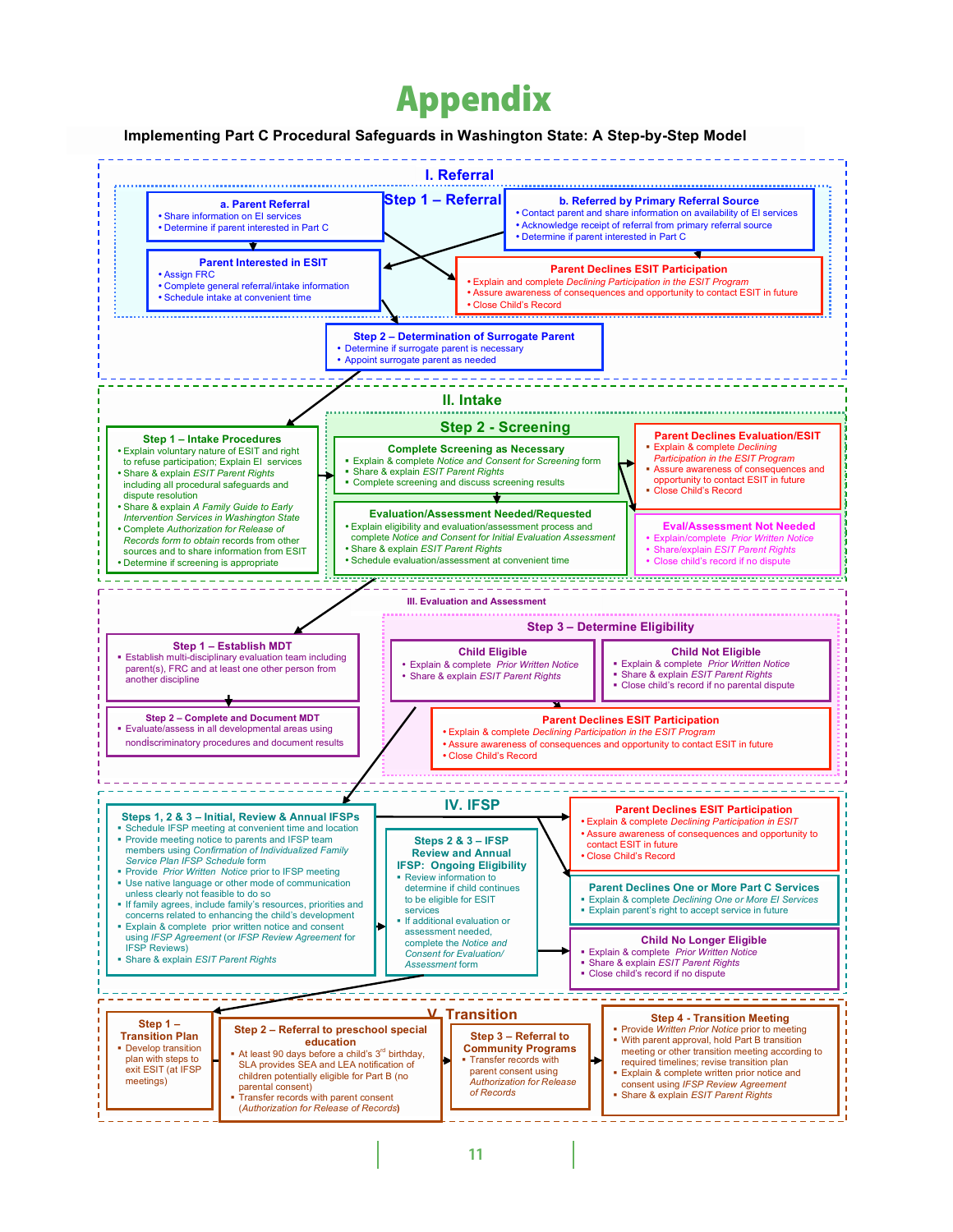# Appendix

**Implementing Part C Procedural Safeguards in Washington State: A Step-by-Step Model**

## I. Referral

### Step 1 – Referral

**a. Parent Referral**
- Share information on EI services
- Determine if parent interested in Part C

**b. Referred by Primary Referral Source**
- Contact parent and share information on availability of EI services
- Acknowledge receipt of referral from primary referral source
- Determine if parent interested in Part C

**Parent Interested in ESIT**
- Assign FRC
- Complete general referral/intake information
- Schedule intake at convenient time

**Parent Declines ESIT Participation**
- Explain and complete *Declining Participation in the ESIT Program*
- Assure awareness of consequences and opportunity to contact ESIT in future
- Close Child's Record

### Step 2 – Determination of Surrogate Parent
- Determine if surrogate parent is necessary
- Appoint surrogate parent as needed

## II. Intake

### Step 1 – Intake Procedures
- Explain voluntary nature of ESIT and right to refuse participation; Explain EI services
- Share & explain *ESIT Parent Rights* including all procedural safeguards and dispute resolution
- Share & explain *A Family Guide to Early Intervention Services in Washington State*
- Complete *Authorization for Release of Records* form to obtain records from other sources and to share information from ESIT
- Determine if screening is appropriate

### Step 2 - Screening

**Complete Screening as Necessary**
- Explain & complete *Notice and Consent for Screening* form
- Share & explain *ESIT Parent Rights*
- Complete screening and discuss screening results

**Evaluation/Assessment Needed/Requested**
- Explain eligibility and evaluation/assessment process and complete *Notice and Consent for Initial Evaluation Assessment*
- Share & explain *ESIT Parent Rights*
- Schedule evaluation/assessment at convenient time

**Parent Declines Evaluation/ESIT**
- Explain & complete *Declining Participation in the ESIT Program*
- Assure awareness of consequences and opportunity to contact ESIT in future
- Close Child's Record

**Eval/Assessment Not Needed**
- Explain/complete *Prior Written Notice*
- Share/explain *ESIT Parent Rights*
- Close child's record if no dispute

## III. Evaluation and Assessment

### Step 1 – Establish MDT
- Establish multi-disciplinary evaluation team including parent(s), FRC and at least one other person from another discipline

### Step 2 – Complete and Document MDT
- Evaluate/assess in all developmental areas using nondiscriminatory procedures and document results

### Step 3 – Determine Eligibility

**Child Eligible**
- Explain & complete *Prior Written Notice*
- Share & explain *ESIT Parent Rights*

**Child Not Eligible**
- Explain & complete *Prior Written Notice*
- Share & explain *ESIT Parent Rights*
- Close child's record if no parental dispute

**Parent Declines ESIT Participation**
- Explain & complete *Declining Participation in the ESIT Program*
- Assure awareness of consequences and opportunity to contact ESIT in future
- Close Child's Record

## IV. IFSP

### Steps 1, 2 & 3 – Initial, Review & Annual IFSPs
- Schedule IFSP meeting at convenient time and location
- Provide meeting notice to parents and IFSP team members using *Confirmation of Individualized Family Service Plan IFSP Schedule* form
- Provide *Prior Written Notice* prior to IFSP meeting
- Use native language or other mode of communication unless clearly not feasible to do so
- If family agrees, include family's resources, priorities and concerns related to enhancing the child's development
- Explain & complete prior written notice and consent using *IFSP Agreement* (or *IFSP Review Agreement* for IFSP Reviews)
- Share & explain *ESIT Parent Rights*

### Steps 2 & 3 – IFSP Review and Annual IFSP: Ongoing Eligibility
- Review information to determine if child continues to be eligible for ESIT services
- If additional evaluation or assessment needed, complete the *Notice and Consent for Evaluation/ Assessment* form

**Parent Declines ESIT Participation**
- Explain & complete *Declining Participation in ESIT*
- Assure awareness of consequences and opportunity to contact ESIT in future
- Close Child's Record

**Parent Declines One or More Part C Services**
- Explain & complete *Declining One or More EI Services*
- Explain parent's right to accept service in future

**Child No Longer Eligible**
- Explain & complete *Prior Written Notice*
- Share & explain *ESIT Parent Rights*
- Close child's record if no dispute

## V. Transition

### Step 1 – Transition Plan
- Develop transition plan with steps to exit ESIT (at IFSP meetings)

### Step 2 – Referral to preschool special education
- At least 90 days before a child's 3rd birthday, SLA provides SEA and LEA notification of children potentially eligible for Part B (no parental consent)
- Transfer records with parent consent (*Authorization for Release of Records*)

### Step 3 – Referral to Community Programs
- Transfer records with parent consent using *Authorization for Release of Records*

### Step 4 - Transition Meeting
- Provide *Written Prior Notice* prior to meeting
- With parent approval, hold Part B transition meeting or other transition meeting according to required transition timelines; revise transition plan
- Explain & complete written prior notice and consent using *IFSP Review Agreement*
- Share & explain *ESIT Parent Rights*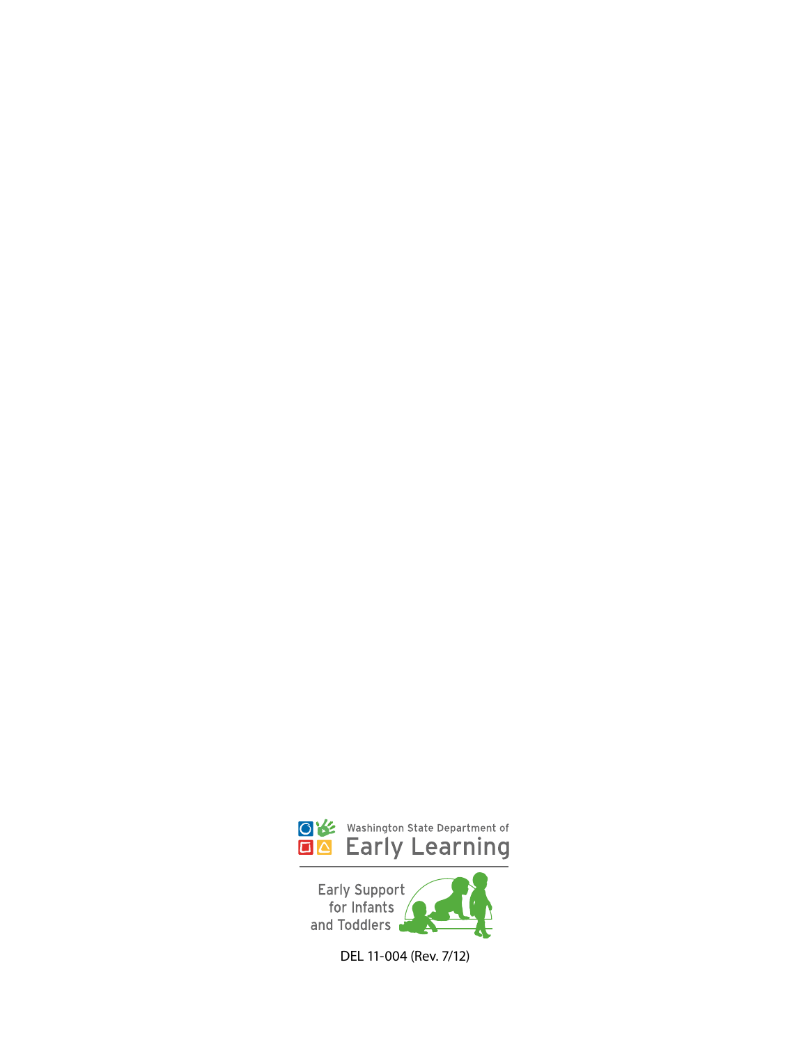Washington State Department of
Early Learning

Early Support
for Infants
and Toddlers

DEL 11-004 (Rev. 7/12)